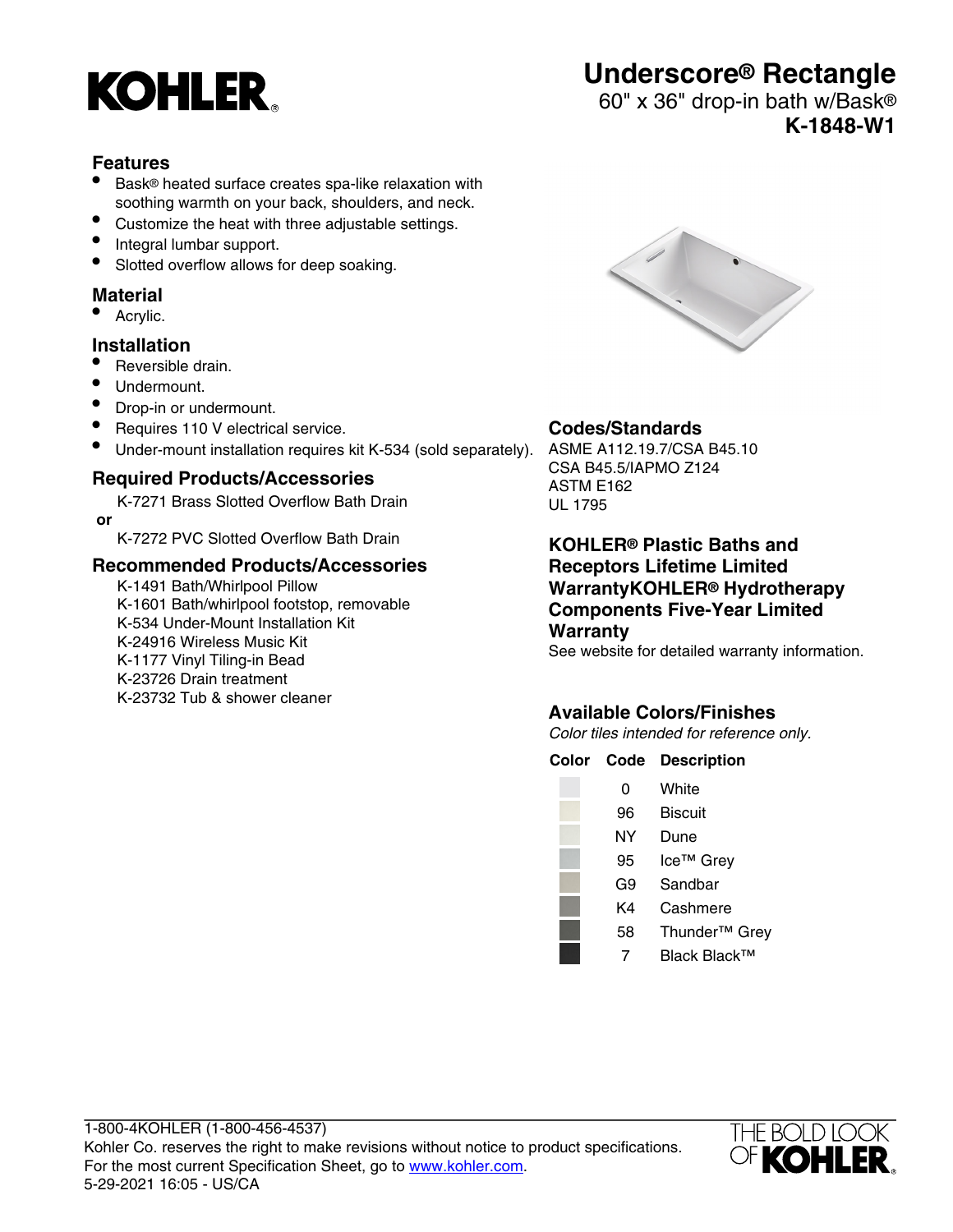# KOHLER

# Underscore® Rectangle

60" x 36" drop-in bath w/Bask®

**K-1848-W1**

## Features

- Bask® heated surface creates spa-like relaxation with soothing warmth on your back, shoulders, and neck.
- Customize the heat with three adjustable settings.
- Integral lumbar support.
- Slotted overflow allows for deep soaking.

## Material

- Acrylic.

## Installation

- Reversible drain.
- Undermount.
- Drop-in or undermount.
- Requires 110 V electrical service.
- Under-mount installation requires kit K-534 (sold separately).

## Required Products/Accessories

K-7271 Brass Slotted Overflow Bath Drain

**or**

K-7272 PVC Slotted Overflow Bath Drain

## Recommended Products/Accessories

K-1491 Bath/Whirlpool Pillow
K-1601 Bath/whirlpool footstop, removable
K-534 Under-Mount Installation Kit
K-24916 Wireless Music Kit
K-1177 Vinyl Tiling-in Bead
K-23726 Drain treatment
K-23732 Tub & shower cleaner

## Codes/Standards

ASME A112.19.7/CSA B45.10
CSA B45.5/IAPMO Z124
ASTM E162
UL 1795

## KOHLER® Plastic Baths and Receptors Lifetime Limited WarrantyKOHLER® Hydrotherapy Components Five-Year Limited Warranty

See website for detailed warranty information.

## Available Colors/Finishes

*Color tiles intended for reference only.*

| Color | Code | Description |
|---|---|---|
| | 0 | White |
| | 96 | Biscuit |
| | NY | Dune |
| | 95 | Ice™ Grey |
| | G9 | Sandbar |
| | K4 | Cashmere |
| | 58 | Thunder™ Grey |
| | 7 | Black Black™ |

1-800-4KOHLER (1-800-456-4537)
Kohler Co. reserves the right to make revisions without notice to product specifications.
For the most current Specification Sheet, go to www.kohler.com.
5-29-2021 16:05 - US/CA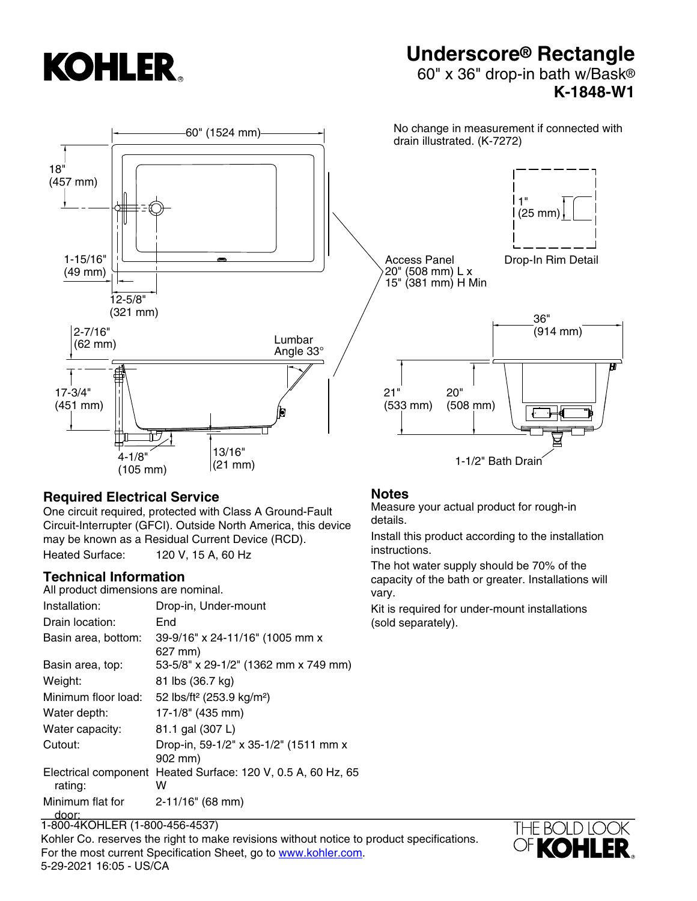# Underscore® Rectangle

60" x 36" drop-in bath w/Bask®

**K-1848-W1**

60" (1524 mm)

18"
(457 mm)

1-15/16"
(49 mm)

12-5/8"
(321 mm)

No change in measurement if connected with drain illustrated. (K-7272)

1"
(25 mm)

Access Panel
20" (508 mm) L x
15" (381 mm) H Min

Drop-In Rim Detail

2-7/16"
(62 mm)

Lumbar
Angle 33°

17-3/4"
(451 mm)

4-1/8"
(105 mm)

13/16"
(21 mm)

36"
(914 mm)

21"
(533 mm)

20"
(508 mm)

1-1/2" Bath Drain

## Required Electrical Service

One circuit required, protected with Class A Ground-Fault Circuit-Interrupter (GFCI). Outside North America, this device may be known as a Residual Current Device (RCD).

| | |
|---|---|
| Heated Surface: | 120 V, 15 A, 60 Hz |

## Technical Information

All product dimensions are nominal.

| | |
|---|---|
| Installation: | Drop-in, Under-mount |
| Drain location: | End |
| Basin area, bottom: | 39-9/16" x 24-11/16" (1005 mm x 627 mm) |
| Basin area, top: | 53-5/8" x 29-1/2" (1362 mm x 749 mm) |
| Weight: | 81 lbs (36.7 kg) |
| Minimum floor load: | 52 lbs/ft² (253.9 kg/m²) |
| Water depth: | 17-1/8" (435 mm) |
| Water capacity: | 81.1 gal (307 L) |
| Cutout: | Drop-in, 59-1/2" x 35-1/2" (1511 mm x 902 mm) |
| Electrical component rating: | Heated Surface: 120 V, 0.5 A, 60 Hz, 65 W |
| Minimum flat for door: | 2-11/16" (68 mm) |

## Notes

Measure your actual product for rough-in details.

Install this product according to the installation instructions.

The hot water supply should be 70% of the capacity of the bath or greater. Installations will vary.

Kit is required for under-mount installations (sold separately).

1-800-4KOHLER (1-800-456-4537)

Kohler Co. reserves the right to make revisions without notice to product specifications.
For the most current Specification Sheet, go to www.kohler.com.

5-29-2021 16:05 - US/CA